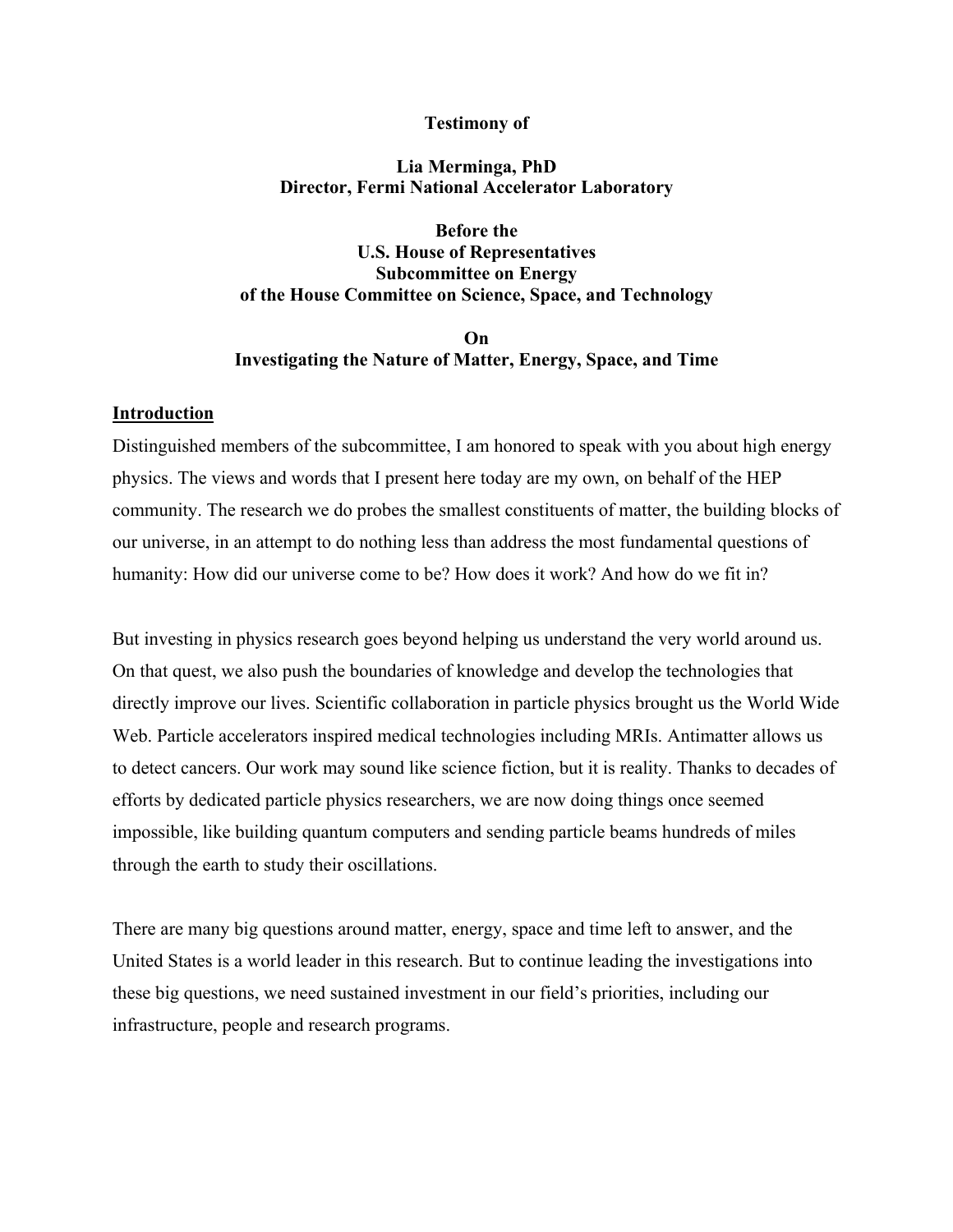**Testimony of**

**Lia Merminga, PhD**
**Director, Fermi National Accelerator Laboratory**

**Before the**
**U.S. House of Representatives**
**Subcommittee on Energy**
**of the House Committee on Science, Space, and Technology**

**On**
**Investigating the Nature of Matter, Energy, Space, and Time**

## Introduction

Distinguished members of the subcommittee, I am honored to speak with you about high energy physics. The views and words that I present here today are my own, on behalf of the HEP community. The research we do probes the smallest constituents of matter, the building blocks of our universe, in an attempt to do nothing less than address the most fundamental questions of humanity: How did our universe come to be? How does it work? And how do we fit in?

But investing in physics research goes beyond helping us understand the very world around us. On that quest, we also push the boundaries of knowledge and develop the technologies that directly improve our lives. Scientific collaboration in particle physics brought us the World Wide Web. Particle accelerators inspired medical technologies including MRIs. Antimatter allows us to detect cancers. Our work may sound like science fiction, but it is reality. Thanks to decades of efforts by dedicated particle physics researchers, we are now doing things once seemed impossible, like building quantum computers and sending particle beams hundreds of miles through the earth to study their oscillations.

There are many big questions around matter, energy, space and time left to answer, and the United States is a world leader in this research. But to continue leading the investigations into these big questions, we need sustained investment in our field's priorities, including our infrastructure, people and research programs.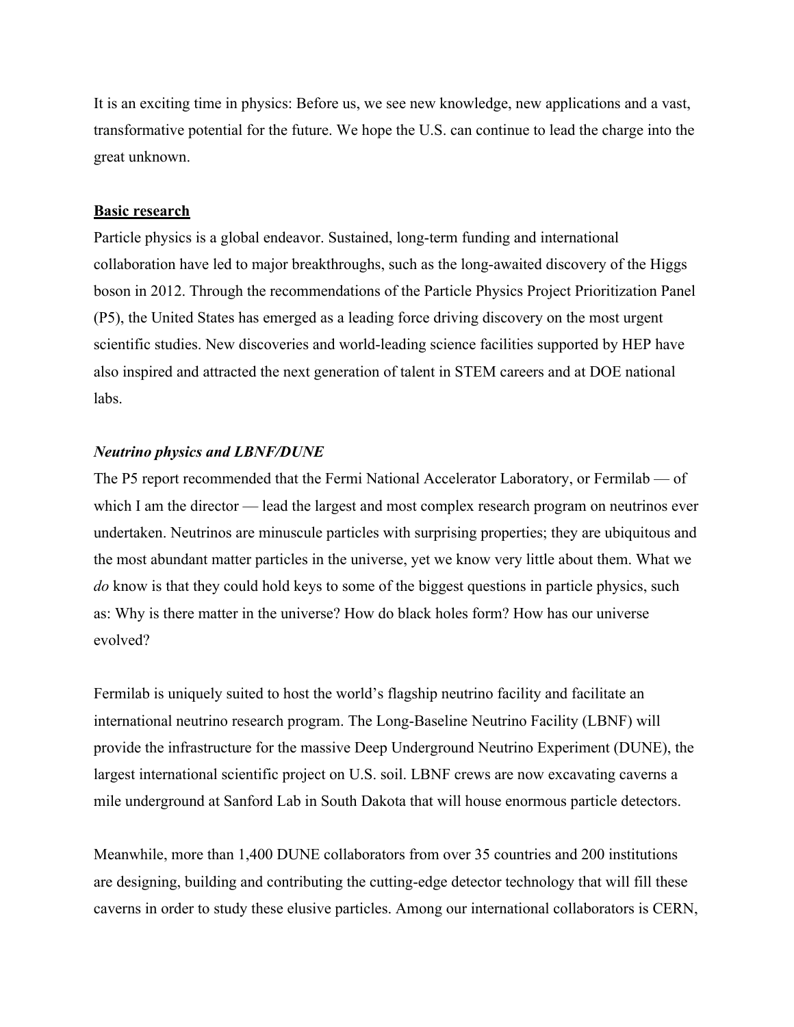It is an exciting time in physics: Before us, we see new knowledge, new applications and a vast, transformative potential for the future. We hope the U.S. can continue to lead the charge into the great unknown.

## Basic research

Particle physics is a global endeavor. Sustained, long-term funding and international collaboration have led to major breakthroughs, such as the long-awaited discovery of the Higgs boson in 2012. Through the recommendations of the Particle Physics Project Prioritization Panel (P5), the United States has emerged as a leading force driving discovery on the most urgent scientific studies. New discoveries and world-leading science facilities supported by HEP have also inspired and attracted the next generation of talent in STEM careers and at DOE national labs.

### *Neutrino physics and LBNF/DUNE*

The P5 report recommended that the Fermi National Accelerator Laboratory, or Fermilab — of which I am the director — lead the largest and most complex research program on neutrinos ever undertaken. Neutrinos are minuscule particles with surprising properties; they are ubiquitous and the most abundant matter particles in the universe, yet we know very little about them. What we *do* know is that they could hold keys to some of the biggest questions in particle physics, such as: Why is there matter in the universe? How do black holes form? How has our universe evolved?

Fermilab is uniquely suited to host the world's flagship neutrino facility and facilitate an international neutrino research program. The Long-Baseline Neutrino Facility (LBNF) will provide the infrastructure for the massive Deep Underground Neutrino Experiment (DUNE), the largest international scientific project on U.S. soil. LBNF crews are now excavating caverns a mile underground at Sanford Lab in South Dakota that will house enormous particle detectors.

Meanwhile, more than 1,400 DUNE collaborators from over 35 countries and 200 institutions are designing, building and contributing the cutting-edge detector technology that will fill these caverns in order to study these elusive particles. Among our international collaborators is CERN,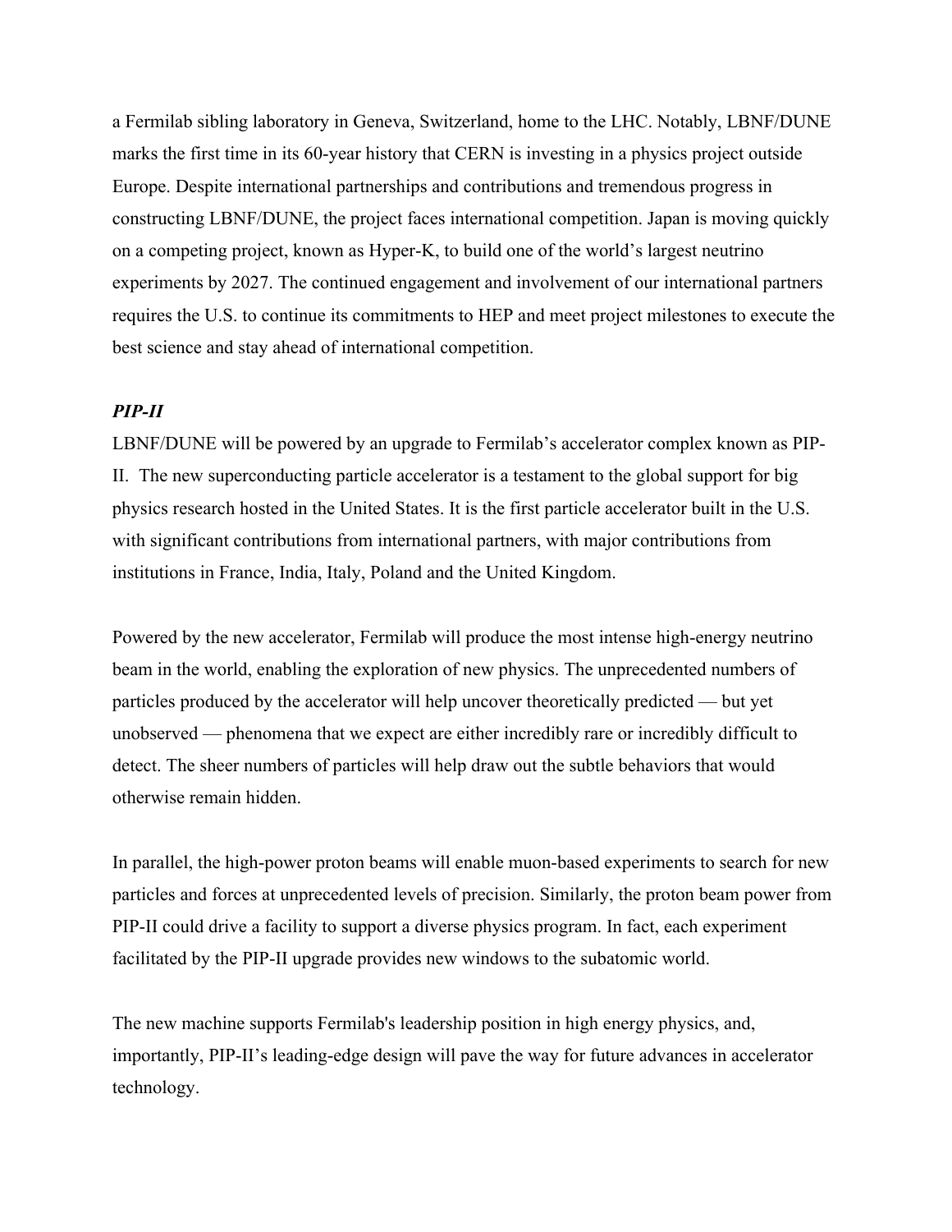a Fermilab sibling laboratory in Geneva, Switzerland, home to the LHC. Notably, LBNF/DUNE marks the first time in its 60-year history that CERN is investing in a physics project outside Europe. Despite international partnerships and contributions and tremendous progress in constructing LBNF/DUNE, the project faces international competition. Japan is moving quickly on a competing project, known as Hyper-K, to build one of the world's largest neutrino experiments by 2027. The continued engagement and involvement of our international partners requires the U.S. to continue its commitments to HEP and meet project milestones to execute the best science and stay ahead of international competition.

***PIP-II***

LBNF/DUNE will be powered by an upgrade to Fermilab's accelerator complex known as PIP-II. The new superconducting particle accelerator is a testament to the global support for big physics research hosted in the United States. It is the first particle accelerator built in the U.S. with significant contributions from international partners, with major contributions from institutions in France, India, Italy, Poland and the United Kingdom.

Powered by the new accelerator, Fermilab will produce the most intense high-energy neutrino beam in the world, enabling the exploration of new physics. The unprecedented numbers of particles produced by the accelerator will help uncover theoretically predicted — but yet unobserved — phenomena that we expect are either incredibly rare or incredibly difficult to detect. The sheer numbers of particles will help draw out the subtle behaviors that would otherwise remain hidden.

In parallel, the high-power proton beams will enable muon-based experiments to search for new particles and forces at unprecedented levels of precision. Similarly, the proton beam power from PIP-II could drive a facility to support a diverse physics program. In fact, each experiment facilitated by the PIP-II upgrade provides new windows to the subatomic world.

The new machine supports Fermilab's leadership position in high energy physics, and, importantly, PIP-II's leading-edge design will pave the way for future advances in accelerator technology.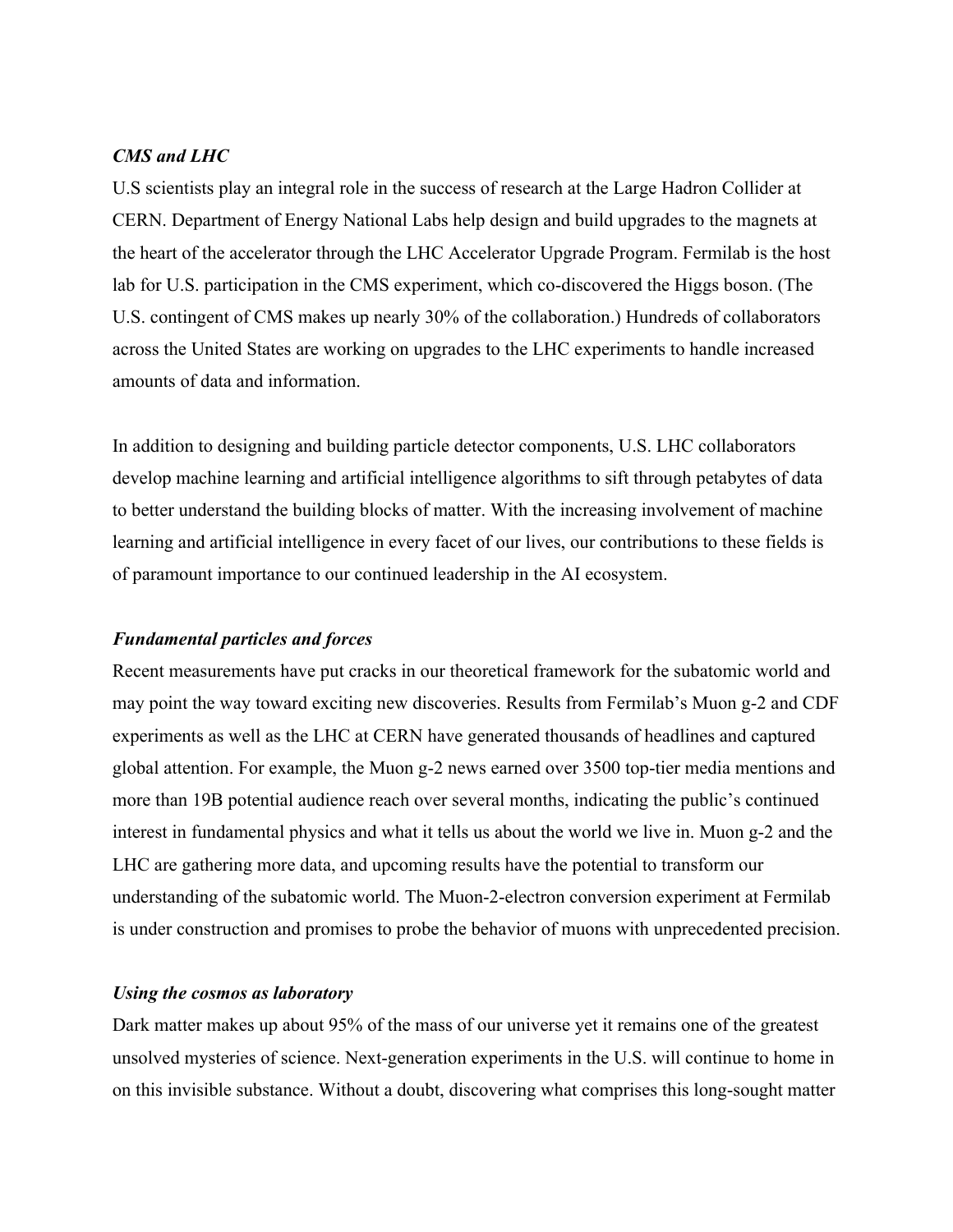***CMS and LHC***

U.S scientists play an integral role in the success of research at the Large Hadron Collider at CERN. Department of Energy National Labs help design and build upgrades to the magnets at the heart of the accelerator through the LHC Accelerator Upgrade Program. Fermilab is the host lab for U.S. participation in the CMS experiment, which co-discovered the Higgs boson. (The U.S. contingent of CMS makes up nearly 30% of the collaboration.) Hundreds of collaborators across the United States are working on upgrades to the LHC experiments to handle increased amounts of data and information.

In addition to designing and building particle detector components, U.S. LHC collaborators develop machine learning and artificial intelligence algorithms to sift through petabytes of data to better understand the building blocks of matter. With the increasing involvement of machine learning and artificial intelligence in every facet of our lives, our contributions to these fields is of paramount importance to our continued leadership in the AI ecosystem.

***Fundamental particles and forces***

Recent measurements have put cracks in our theoretical framework for the subatomic world and may point the way toward exciting new discoveries. Results from Fermilab's Muon g-2 and CDF experiments as well as the LHC at CERN have generated thousands of headlines and captured global attention. For example, the Muon g-2 news earned over 3500 top-tier media mentions and more than 19B potential audience reach over several months, indicating the public's continued interest in fundamental physics and what it tells us about the world we live in. Muon g-2 and the LHC are gathering more data, and upcoming results have the potential to transform our understanding of the subatomic world. The Muon-2-electron conversion experiment at Fermilab is under construction and promises to probe the behavior of muons with unprecedented precision.

***Using the cosmos as laboratory***

Dark matter makes up about 95% of the mass of our universe yet it remains one of the greatest unsolved mysteries of science. Next-generation experiments in the U.S. will continue to home in on this invisible substance. Without a doubt, discovering what comprises this long-sought matter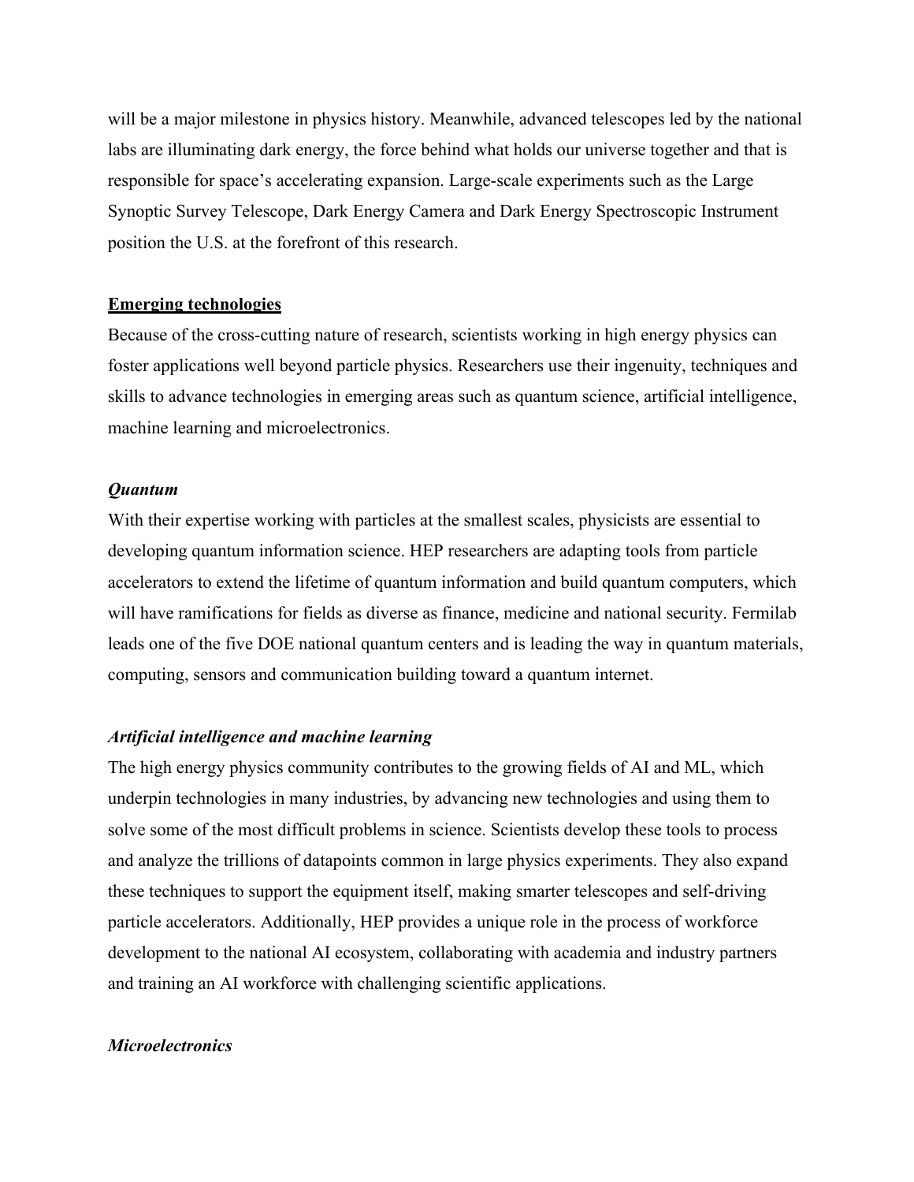will be a major milestone in physics history. Meanwhile, advanced telescopes led by the national labs are illuminating dark energy, the force behind what holds our universe together and that is responsible for space's accelerating expansion. Large-scale experiments such as the Large Synoptic Survey Telescope, Dark Energy Camera and Dark Energy Spectroscopic Instrument position the U.S. at the forefront of this research.

## Emerging technologies

Because of the cross-cutting nature of research, scientists working in high energy physics can foster applications well beyond particle physics. Researchers use their ingenuity, techniques and skills to advance technologies in emerging areas such as quantum science, artificial intelligence, machine learning and microelectronics.

### *Quantum*

With their expertise working with particles at the smallest scales, physicists are essential to developing quantum information science. HEP researchers are adapting tools from particle accelerators to extend the lifetime of quantum information and build quantum computers, which will have ramifications for fields as diverse as finance, medicine and national security. Fermilab leads one of the five DOE national quantum centers and is leading the way in quantum materials, computing, sensors and communication building toward a quantum internet.

### *Artificial intelligence and machine learning*

The high energy physics community contributes to the growing fields of AI and ML, which underpin technologies in many industries, by advancing new technologies and using them to solve some of the most difficult problems in science. Scientists develop these tools to process and analyze the trillions of datapoints common in large physics experiments. They also expand these techniques to support the equipment itself, making smarter telescopes and self-driving particle accelerators. Additionally, HEP provides a unique role in the process of workforce development to the national AI ecosystem, collaborating with academia and industry partners and training an AI workforce with challenging scientific applications.

### *Microelectronics*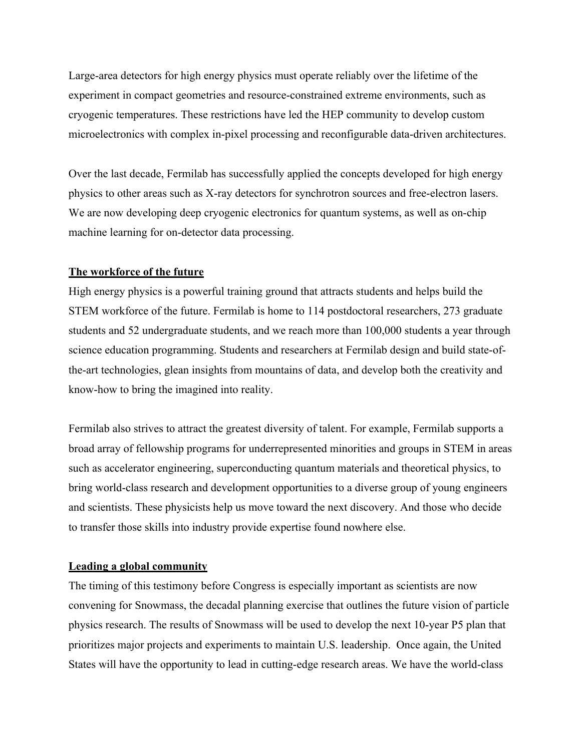Large-area detectors for high energy physics must operate reliably over the lifetime of the experiment in compact geometries and resource-constrained extreme environments, such as cryogenic temperatures. These restrictions have led the HEP community to develop custom microelectronics with complex in-pixel processing and reconfigurable data-driven architectures.

Over the last decade, Fermilab has successfully applied the concepts developed for high energy physics to other areas such as X-ray detectors for synchrotron sources and free-electron lasers. We are now developing deep cryogenic electronics for quantum systems, as well as on-chip machine learning for on-detector data processing.

**The workforce of the future**

High energy physics is a powerful training ground that attracts students and helps build the STEM workforce of the future. Fermilab is home to 114 postdoctoral researchers, 273 graduate students and 52 undergraduate students, and we reach more than 100,000 students a year through science education programming. Students and researchers at Fermilab design and build state-of-the-art technologies, glean insights from mountains of data, and develop both the creativity and know-how to bring the imagined into reality.

Fermilab also strives to attract the greatest diversity of talent. For example, Fermilab supports a broad array of fellowship programs for underrepresented minorities and groups in STEM in areas such as accelerator engineering, superconducting quantum materials and theoretical physics, to bring world-class research and development opportunities to a diverse group of young engineers and scientists. These physicists help us move toward the next discovery. And those who decide to transfer those skills into industry provide expertise found nowhere else.

**Leading a global community**

The timing of this testimony before Congress is especially important as scientists are now convening for Snowmass, the decadal planning exercise that outlines the future vision of particle physics research. The results of Snowmass will be used to develop the next 10-year P5 plan that prioritizes major projects and experiments to maintain U.S. leadership. Once again, the United States will have the opportunity to lead in cutting-edge research areas. We have the world-class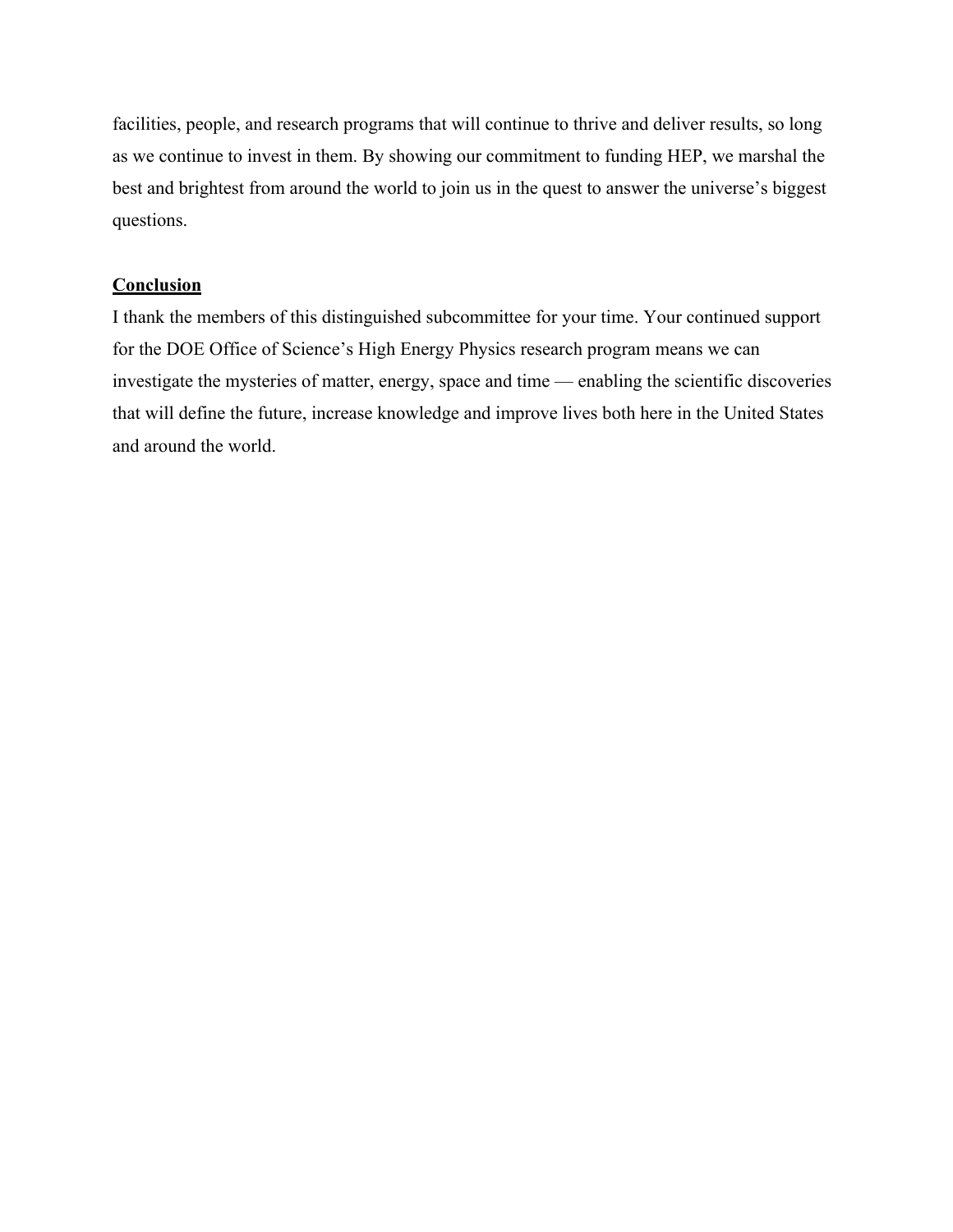facilities, people, and research programs that will continue to thrive and deliver results, so long as we continue to invest in them. By showing our commitment to funding HEP, we marshal the best and brightest from around the world to join us in the quest to answer the universe's biggest questions.

## Conclusion

I thank the members of this distinguished subcommittee for your time. Your continued support for the DOE Office of Science's High Energy Physics research program means we can investigate the mysteries of matter, energy, space and time — enabling the scientific discoveries that will define the future, increase knowledge and improve lives both here in the United States and around the world.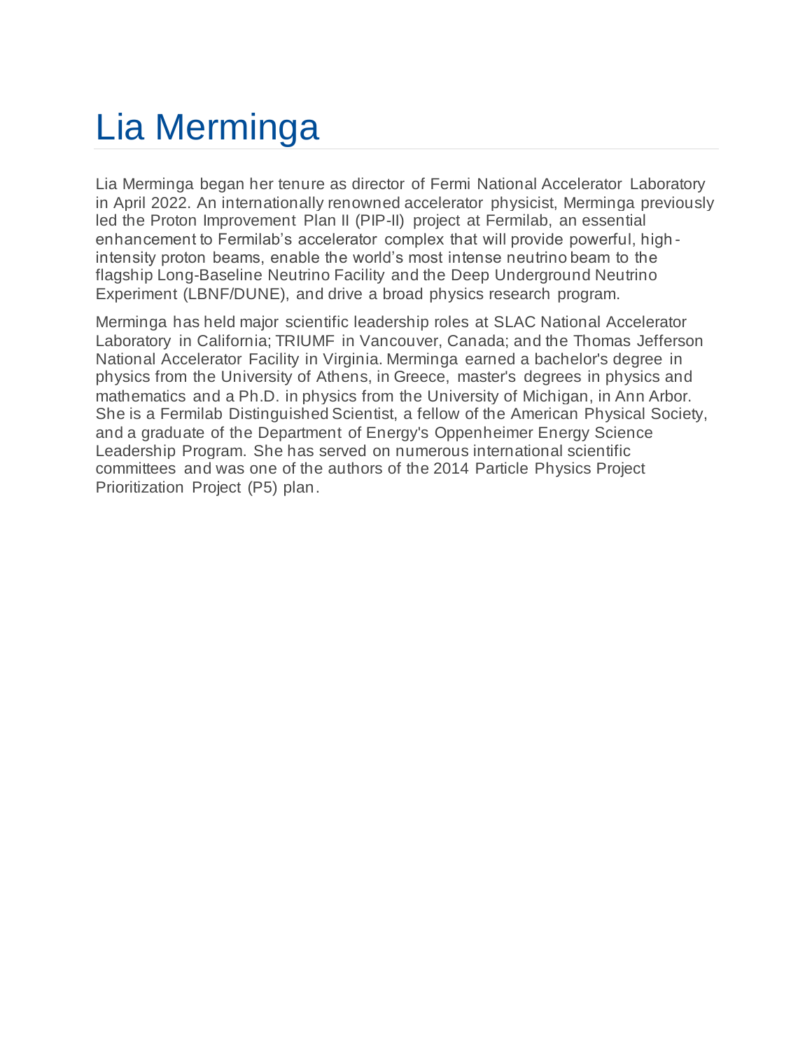# Lia Merminga

Lia Merminga began her tenure as director of Fermi National Accelerator Laboratory in April 2022. An internationally renowned accelerator physicist, Merminga previously led the Proton Improvement Plan II (PIP-II) project at Fermilab, an essential enhancement to Fermilab's accelerator complex that will provide powerful, high-intensity proton beams, enable the world's most intense neutrino beam to the flagship Long-Baseline Neutrino Facility and the Deep Underground Neutrino Experiment (LBNF/DUNE), and drive a broad physics research program.

Merminga has held major scientific leadership roles at SLAC National Accelerator Laboratory in California; TRIUMF in Vancouver, Canada; and the Thomas Jefferson National Accelerator Facility in Virginia. Merminga earned a bachelor's degree in physics from the University of Athens, in Greece, master's degrees in physics and mathematics and a Ph.D. in physics from the University of Michigan, in Ann Arbor. She is a Fermilab Distinguished Scientist, a fellow of the American Physical Society, and a graduate of the Department of Energy's Oppenheimer Energy Science Leadership Program. She has served on numerous international scientific committees and was one of the authors of the 2014 Particle Physics Project Prioritization Project (P5) plan.